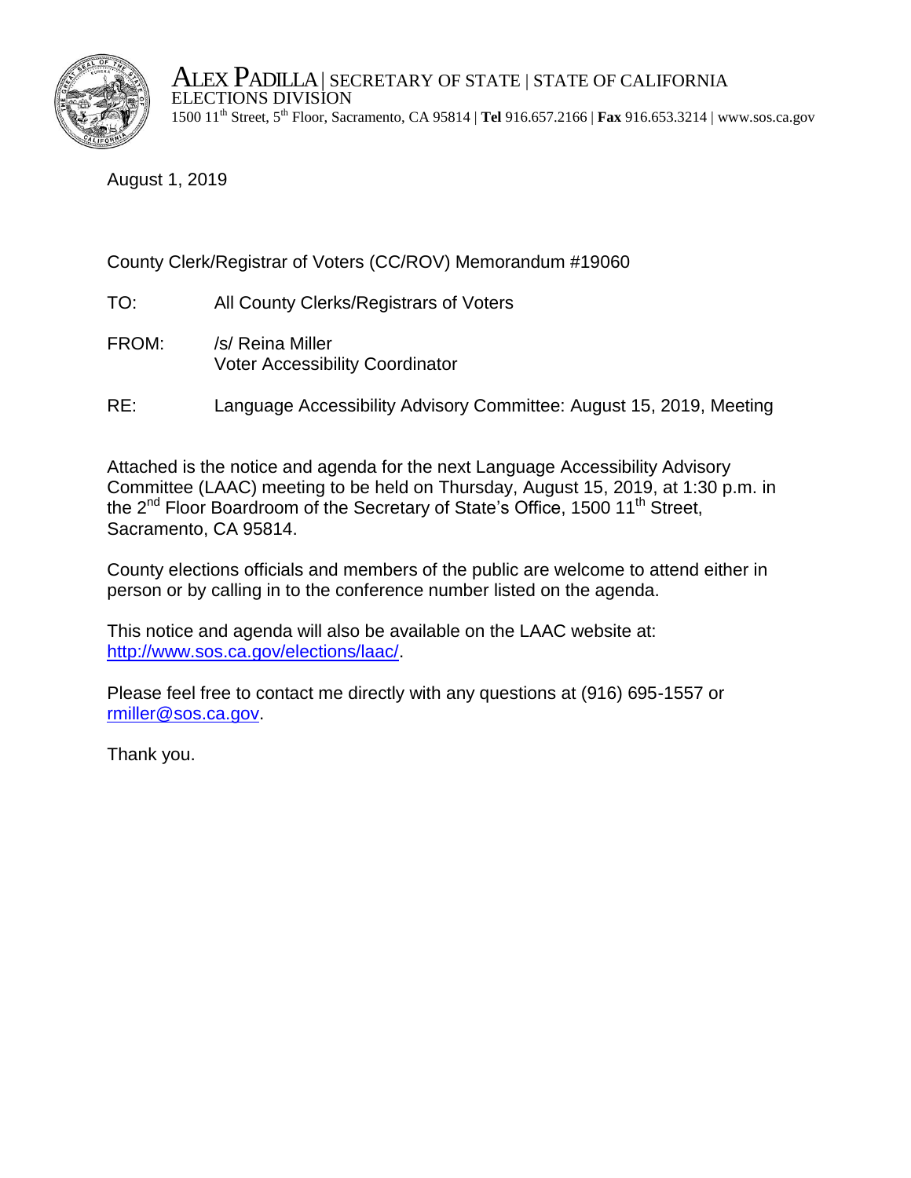ALEX PADILLA | SECRETARY OF STATE | STATE OF CALIFORNIA
ELECTIONS DIVISION
1500 11th Street, 5th Floor, Sacramento, CA 95814 | **Tel** 916.657.2166 | **Fax** 916.653.3214 | www.sos.ca.gov

August 1, 2019

County Clerk/Registrar of Voters (CC/ROV) Memorandum #19060

TO: All County Clerks/Registrars of Voters

FROM: /s/ Reina Miller
Voter Accessibility Coordinator

RE: Language Accessibility Advisory Committee: August 15, 2019, Meeting

Attached is the notice and agenda for the next Language Accessibility Advisory Committee (LAAC) meeting to be held on Thursday, August 15, 2019, at 1:30 p.m. in the 2nd Floor Boardroom of the Secretary of State's Office, 1500 11th Street, Sacramento, CA 95814.

County elections officials and members of the public are welcome to attend either in person or by calling in to the conference number listed on the agenda.

This notice and agenda will also be available on the LAAC website at: http://www.sos.ca.gov/elections/laac/.

Please feel free to contact me directly with any questions at (916) 695-1557 or rmiller@sos.ca.gov.

Thank you.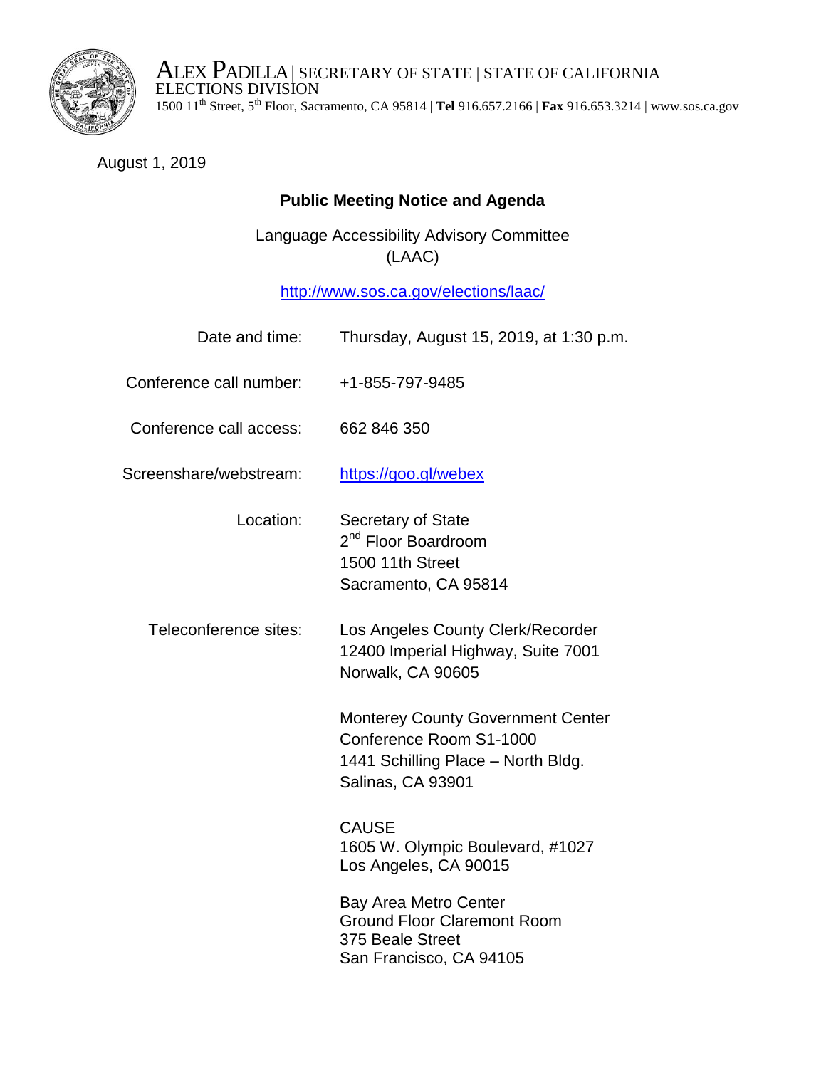ALEX PADILLA | SECRETARY OF STATE | STATE OF CALIFORNIA
ELECTIONS DIVISION
1500 11th Street, 5th Floor, Sacramento, CA 95814 | **Tel** 916.657.2166 | **Fax** 916.653.3214 | www.sos.ca.gov

August 1, 2019

**Public Meeting Notice and Agenda**

Language Accessibility Advisory Committee
(LAAC)

http://www.sos.ca.gov/elections/laac/

Date and time: Thursday, August 15, 2019, at 1:30 p.m.

Conference call number: +1-855-797-9485

Conference call access: 662 846 350

Screenshare/webstream: https://goo.gl/webex

Location:
Secretary of State
2nd Floor Boardroom
1500 11th Street
Sacramento, CA 95814

Teleconference sites:
Los Angeles County Clerk/Recorder
12400 Imperial Highway, Suite 7001
Norwalk, CA 90605

Monterey County Government Center
Conference Room S1-1000
1441 Schilling Place – North Bldg.
Salinas, CA 93901

CAUSE
1605 W. Olympic Boulevard, #1027
Los Angeles, CA 90015

Bay Area Metro Center
Ground Floor Claremont Room
375 Beale Street
San Francisco, CA 94105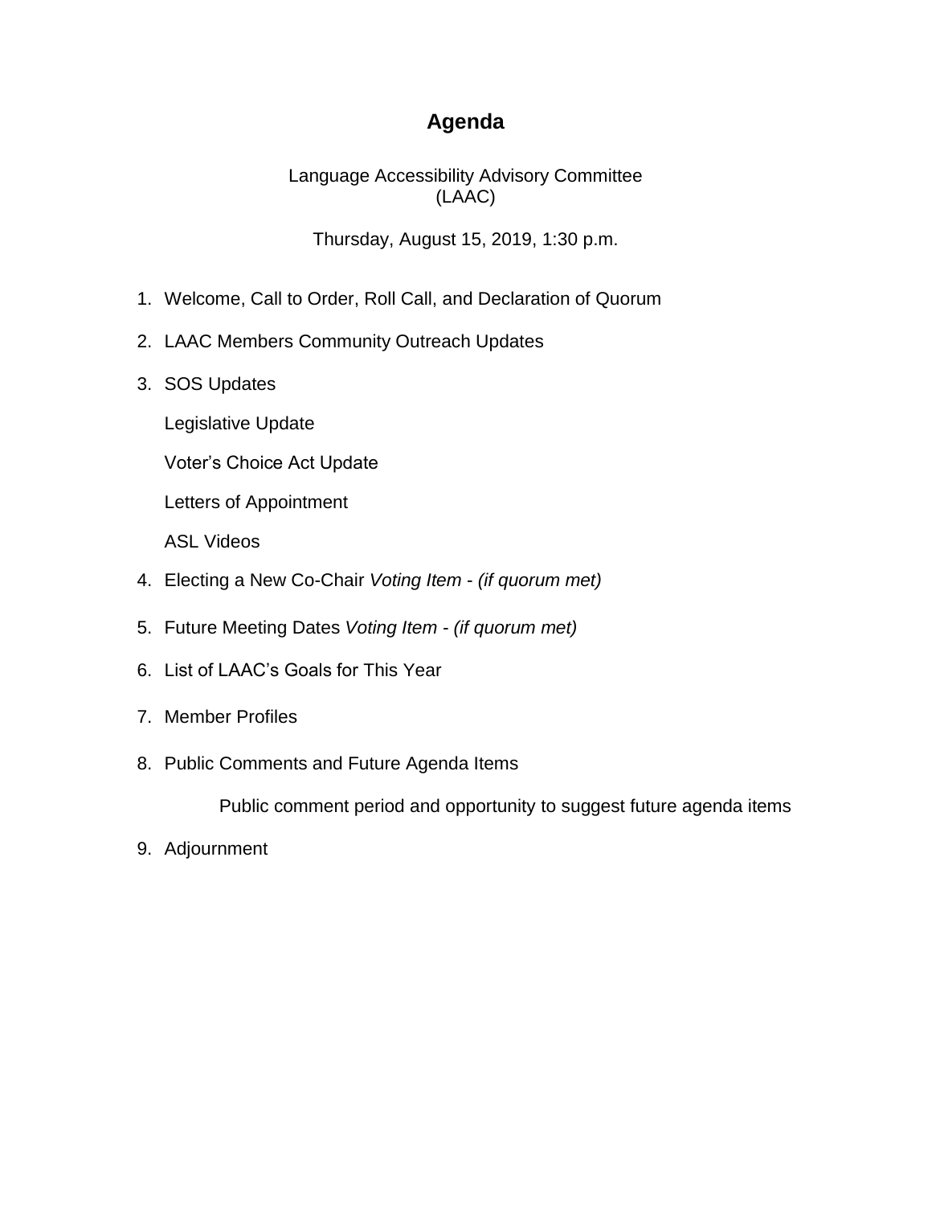# Agenda

Language Accessibility Advisory Committee
(LAAC)

Thursday, August 15, 2019, 1:30 p.m.

1. Welcome, Call to Order, Roll Call, and Declaration of Quorum
2. LAAC Members Community Outreach Updates
3. SOS Updates

   Legislative Update

   Voter's Choice Act Update

   Letters of Appointment

   ASL Videos
4. Electing a New Co-Chair *Voting Item - (if quorum met)*
5. Future Meeting Dates *Voting Item - (if quorum met)*
6. List of LAAC's Goals for This Year
7. Member Profiles
8. Public Comments and Future Agenda Items

   Public comment period and opportunity to suggest future agenda items
9. Adjournment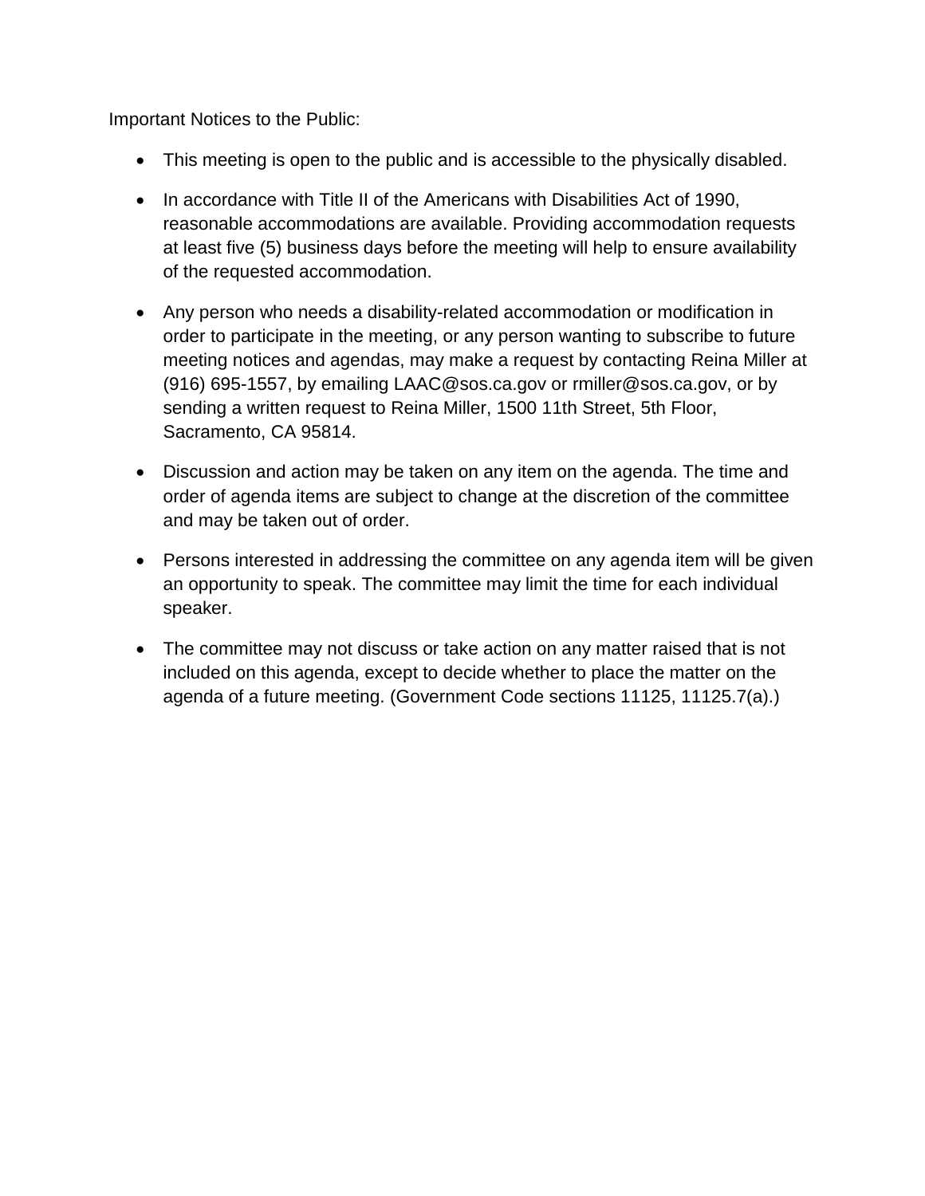Important Notices to the Public:

- This meeting is open to the public and is accessible to the physically disabled.
- In accordance with Title II of the Americans with Disabilities Act of 1990, reasonable accommodations are available. Providing accommodation requests at least five (5) business days before the meeting will help to ensure availability of the requested accommodation.
- Any person who needs a disability-related accommodation or modification in order to participate in the meeting, or any person wanting to subscribe to future meeting notices and agendas, may make a request by contacting Reina Miller at (916) 695-1557, by emailing LAAC@sos.ca.gov or rmiller@sos.ca.gov, or by sending a written request to Reina Miller, 1500 11th Street, 5th Floor, Sacramento, CA 95814.
- Discussion and action may be taken on any item on the agenda. The time and order of agenda items are subject to change at the discretion of the committee and may be taken out of order.
- Persons interested in addressing the committee on any agenda item will be given an opportunity to speak. The committee may limit the time for each individual speaker.
- The committee may not discuss or take action on any matter raised that is not included on this agenda, except to decide whether to place the matter on the agenda of a future meeting. (Government Code sections 11125, 11125.7(a).)